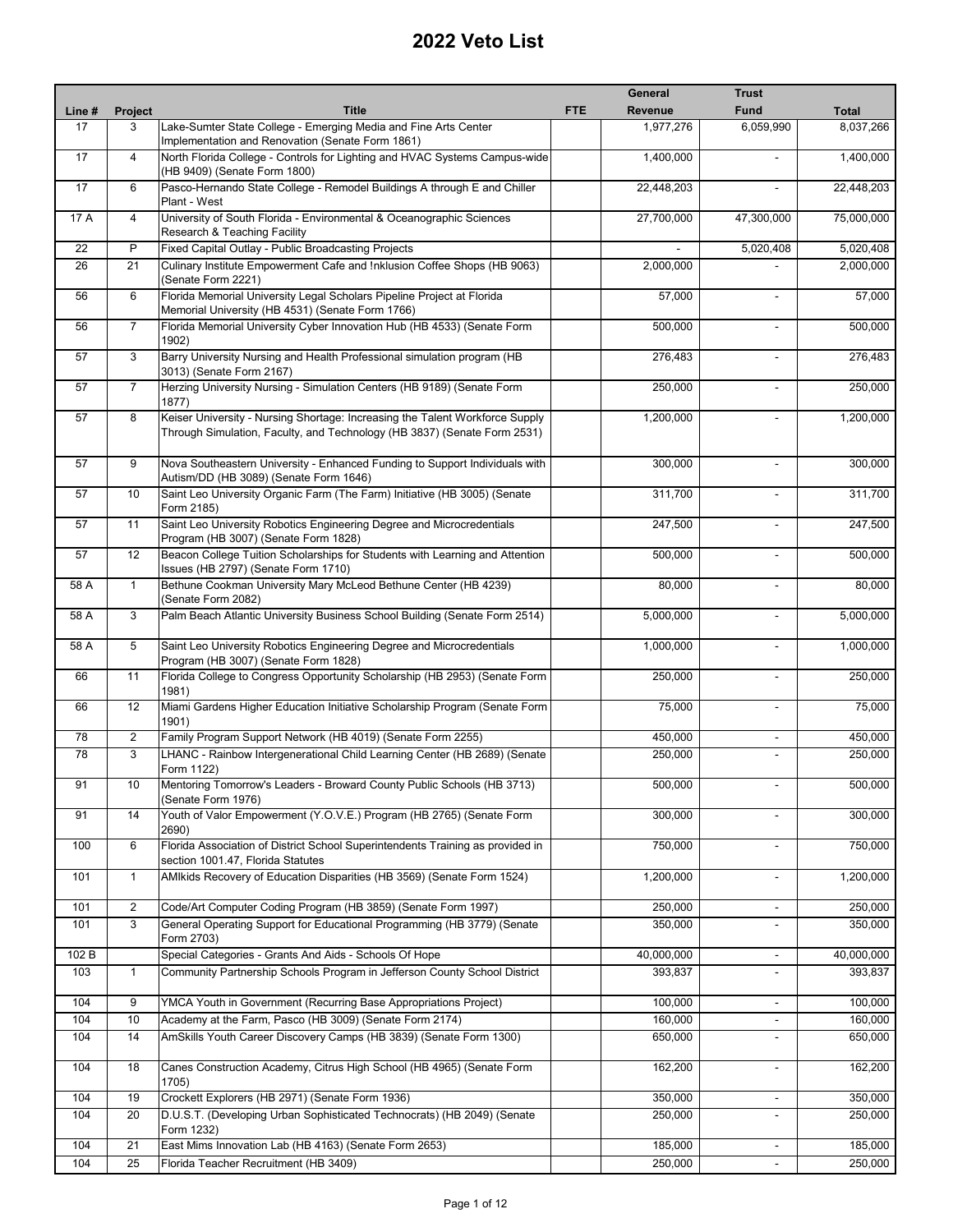# 2022 Veto List

| Line # | Project | Title | FTE | General Revenue | Trust Fund | Total |
|---|---|---|---|---|---|---|
| 17 | 3 | Lake-Sumter State College - Emerging Media and Fine Arts Center Implementation and Renovation (Senate Form 1861) | | 1,977,276 | 6,059,990 | 8,037,266 |
| 17 | 4 | North Florida College - Controls for Lighting and HVAC Systems Campus-wide (HB 9409) (Senate Form 1800) | | 1,400,000 | - | 1,400,000 |
| 17 | 6 | Pasco-Hernando State College - Remodel Buildings A through E and Chiller Plant - West | | 22,448,203 | - | 22,448,203 |
| 17 A | 4 | University of South Florida - Environmental & Oceanographic Sciences Research & Teaching Facility | | 27,700,000 | 47,300,000 | 75,000,000 |
| 22 | P | Fixed Capital Outlay - Public Broadcasting Projects | | - | 5,020,408 | 5,020,408 |
| 26 | 21 | Culinary Institute Empowerment Cafe and !nklusion Coffee Shops (HB 9063) (Senate Form 2221) | | 2,000,000 | - | 2,000,000 |
| 56 | 6 | Florida Memorial University Legal Scholars Pipeline Project at Florida Memorial University (HB 4531) (Senate Form 1766) | | 57,000 | - | 57,000 |
| 56 | 7 | Florida Memorial University Cyber Innovation Hub (HB 4533) (Senate Form 1902) | | 500,000 | - | 500,000 |
| 57 | 3 | Barry University Nursing and Health Professional simulation program (HB 3013) (Senate Form 2167) | | 276,483 | - | 276,483 |
| 57 | 7 | Herzing University Nursing - Simulation Centers (HB 9189) (Senate Form 1877) | | 250,000 | - | 250,000 |
| 57 | 8 | Keiser University - Nursing Shortage: Increasing the Talent Workforce Supply Through Simulation, Faculty, and Technology (HB 3837) (Senate Form 2531) | | 1,200,000 | - | 1,200,000 |
| 57 | 9 | Nova Southeastern University - Enhanced Funding to Support Individuals with Autism/DD (HB 3089) (Senate Form 1646) | | 300,000 | - | 300,000 |
| 57 | 10 | Saint Leo University Organic Farm (The Farm) Initiative (HB 3005) (Senate Form 2185) | | 311,700 | - | 311,700 |
| 57 | 11 | Saint Leo University Robotics Engineering Degree and Microcredentials Program (HB 3007) (Senate Form 1828) | | 247,500 | - | 247,500 |
| 57 | 12 | Beacon College Tuition Scholarships for Students with Learning and Attention Issues (HB 2797) (Senate Form 1710) | | 500,000 | - | 500,000 |
| 58 A | 1 | Bethune Cookman University Mary McLeod Bethune Center (HB 4239) (Senate Form 2082) | | 80,000 | - | 80,000 |
| 58 A | 3 | Palm Beach Atlantic University Business School Building (Senate Form 2514) | | 5,000,000 | - | 5,000,000 |
| 58 A | 5 | Saint Leo University Robotics Engineering Degree and Microcredentials Program (HB 3007) (Senate Form 1828) | | 1,000,000 | - | 1,000,000 |
| 66 | 11 | Florida College to Congress Opportunity Scholarship (HB 2953) (Senate Form 1981) | | 250,000 | - | 250,000 |
| 66 | 12 | Miami Gardens Higher Education Initiative Scholarship Program (Senate Form 1901) | | 75,000 | - | 75,000 |
| 78 | 2 | Family Program Support Network (HB 4019) (Senate Form 2255) | | 450,000 | - | 450,000 |
| 78 | 3 | LHANC - Rainbow Intergenerational Child Learning Center (HB 2689) (Senate Form 1122) | | 250,000 | - | 250,000 |
| 91 | 10 | Mentoring Tomorrow's Leaders - Broward County Public Schools (HB 3713) (Senate Form 1976) | | 500,000 | - | 500,000 |
| 91 | 14 | Youth of Valor Empowerment (Y.O.V.E.) Program (HB 2765) (Senate Form 2690) | | 300,000 | - | 300,000 |
| 100 | 6 | Florida Association of District School Superintendents Training as provided in section 1001.47, Florida Statutes | | 750,000 | - | 750,000 |
| 101 | 1 | AMIkids Recovery of Education Disparities (HB 3569) (Senate Form 1524) | | 1,200,000 | - | 1,200,000 |
| 101 | 2 | Code/Art Computer Coding Program (HB 3859) (Senate Form 1997) | | 250,000 | - | 250,000 |
| 101 | 3 | General Operating Support for Educational Programming (HB 3779) (Senate Form 2703) | | 350,000 | - | 350,000 |
| 102 B | | Special Categories - Grants And Aids - Schools Of Hope | | 40,000,000 | - | 40,000,000 |
| 103 | 1 | Community Partnership Schools Program in Jefferson County School District | | 393,837 | - | 393,837 |
| 104 | 9 | YMCA Youth in Government (Recurring Base Appropriations Project) | | 100,000 | - | 100,000 |
| 104 | 10 | Academy at the Farm, Pasco (HB 3009) (Senate Form 2174) | | 160,000 | - | 160,000 |
| 104 | 14 | AmSkills Youth Career Discovery Camps (HB 3839) (Senate Form 1300) | | 650,000 | - | 650,000 |
| 104 | 18 | Canes Construction Academy, Citrus High School (HB 4965) (Senate Form 1705) | | 162,200 | - | 162,200 |
| 104 | 19 | Crockett Explorers (HB 2971) (Senate Form 1936) | | 350,000 | - | 350,000 |
| 104 | 20 | D.U.S.T. (Developing Urban Sophisticated Technocrats) (HB 2049) (Senate Form 1232) | | 250,000 | - | 250,000 |
| 104 | 21 | East Mims Innovation Lab (HB 4163) (Senate Form 2653) | | 185,000 | - | 185,000 |
| 104 | 25 | Florida Teacher Recruitment (HB 3409) | | 250,000 | - | 250,000 |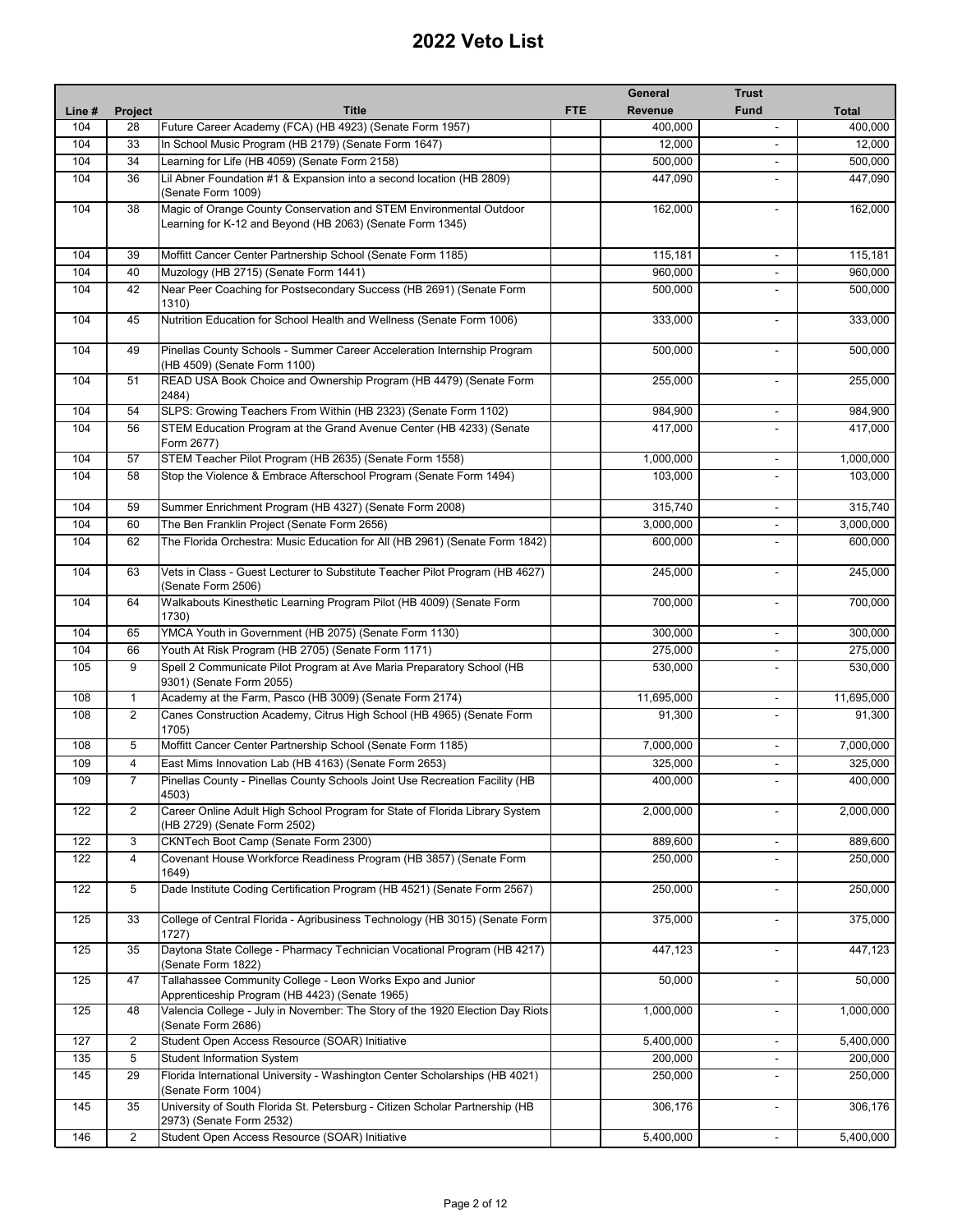# 2022 Veto List

| Line # | Project | Title | FTE | General Revenue | Trust Fund | Total |
|---|---|---|---|---|---|---|
| 104 | 28 | Future Career Academy (FCA) (HB 4923) (Senate Form 1957) | | 400,000 | - | 400,000 |
| 104 | 33 | In School Music Program (HB 2179) (Senate Form 1647) | | 12,000 | - | 12,000 |
| 104 | 34 | Learning for Life (HB 4059) (Senate Form 2158) | | 500,000 | - | 500,000 |
| 104 | 36 | Lil Abner Foundation #1 & Expansion into a second location (HB 2809) (Senate Form 1009) | | 447,090 | - | 447,090 |
| 104 | 38 | Magic of Orange County Conservation and STEM Environmental Outdoor Learning for K-12 and Beyond (HB 2063) (Senate Form 1345) | | 162,000 | - | 162,000 |
| 104 | 39 | Moffitt Cancer Center Partnership School (Senate Form 1185) | | 115,181 | - | 115,181 |
| 104 | 40 | Muzology (HB 2715) (Senate Form 1441) | | 960,000 | - | 960,000 |
| 104 | 42 | Near Peer Coaching for Postsecondary Success (HB 2691) (Senate Form 1310) | | 500,000 | - | 500,000 |
| 104 | 45 | Nutrition Education for School Health and Wellness (Senate Form 1006) | | 333,000 | - | 333,000 |
| 104 | 49 | Pinellas County Schools - Summer Career Acceleration Internship Program (HB 4509) (Senate Form 1100) | | 500,000 | - | 500,000 |
| 104 | 51 | READ USA Book Choice and Ownership Program (HB 4479) (Senate Form 2484) | | 255,000 | - | 255,000 |
| 104 | 54 | SLPS: Growing Teachers From Within (HB 2323) (Senate Form 1102) | | 984,900 | - | 984,900 |
| 104 | 56 | STEM Education Program at the Grand Avenue Center (HB 4233) (Senate Form 2677) | | 417,000 | - | 417,000 |
| 104 | 57 | STEM Teacher Pilot Program (HB 2635) (Senate Form 1558) | | 1,000,000 | - | 1,000,000 |
| 104 | 58 | Stop the Violence & Embrace Afterschool Program (Senate Form 1494) | | 103,000 | - | 103,000 |
| 104 | 59 | Summer Enrichment Program (HB 4327) (Senate Form 2008) | | 315,740 | - | 315,740 |
| 104 | 60 | The Ben Franklin Project (Senate Form 2656) | | 3,000,000 | - | 3,000,000 |
| 104 | 62 | The Florida Orchestra: Music Education for All (HB 2961) (Senate Form 1842) | | 600,000 | - | 600,000 |
| 104 | 63 | Vets in Class - Guest Lecturer to Substitute Teacher Pilot Program (HB 4627) (Senate Form 2506) | | 245,000 | - | 245,000 |
| 104 | 64 | Walkabouts Kinesthetic Learning Program Pilot (HB 4009) (Senate Form 1730) | | 700,000 | - | 700,000 |
| 104 | 65 | YMCA Youth in Government (HB 2075) (Senate Form 1130) | | 300,000 | - | 300,000 |
| 104 | 66 | Youth At Risk Program (HB 2705) (Senate Form 1171) | | 275,000 | - | 275,000 |
| 105 | 9 | Spell 2 Communicate Pilot Program at Ave Maria Preparatory School (HB 9301) (Senate Form 2055) | | 530,000 | - | 530,000 |
| 108 | 1 | Academy at the Farm, Pasco (HB 3009) (Senate Form 2174) | | 11,695,000 | - | 11,695,000 |
| 108 | 2 | Canes Construction Academy, Citrus High School (HB 4965) (Senate Form 1705) | | 91,300 | - | 91,300 |
| 108 | 5 | Moffitt Cancer Center Partnership School (Senate Form 1185) | | 7,000,000 | - | 7,000,000 |
| 109 | 4 | East Mims Innovation Lab (HB 4163) (Senate Form 2653) | | 325,000 | - | 325,000 |
| 109 | 7 | Pinellas County - Pinellas County Schools Joint Use Recreation Facility (HB 4503) | | 400,000 | - | 400,000 |
| 122 | 2 | Career Online Adult High School Program for State of Florida Library System (HB 2729) (Senate Form 2502) | | 2,000,000 | - | 2,000,000 |
| 122 | 3 | CKNTech Boot Camp (Senate Form 2300) | | 889,600 | - | 889,600 |
| 122 | 4 | Covenant House Workforce Readiness Program (HB 3857) (Senate Form 1649) | | 250,000 | - | 250,000 |
| 122 | 5 | Dade Institute Coding Certification Program (HB 4521) (Senate Form 2567) | | 250,000 | - | 250,000 |
| 125 | 33 | College of Central Florida - Agribusiness Technology (HB 3015) (Senate Form 1727) | | 375,000 | - | 375,000 |
| 125 | 35 | Daytona State College - Pharmacy Technician Vocational Program (HB 4217) (Senate Form 1822) | | 447,123 | - | 447,123 |
| 125 | 47 | Tallahassee Community College - Leon Works Expo and Junior Apprenticeship Program (HB 4423) (Senate 1965) | | 50,000 | - | 50,000 |
| 125 | 48 | Valencia College - July in November: The Story of the 1920 Election Day Riots (Senate Form 2686) | | 1,000,000 | - | 1,000,000 |
| 127 | 2 | Student Open Access Resource (SOAR) Initiative | | 5,400,000 | - | 5,400,000 |
| 135 | 5 | Student Information System | | 200,000 | - | 200,000 |
| 145 | 29 | Florida International University - Washington Center Scholarships (HB 4021) (Senate Form 1004) | | 250,000 | - | 250,000 |
| 145 | 35 | University of South Florida St. Petersburg - Citizen Scholar Partnership (HB 2973) (Senate Form 2532) | | 306,176 | - | 306,176 |
| 146 | 2 | Student Open Access Resource (SOAR) Initiative | | 5,400,000 | - | 5,400,000 |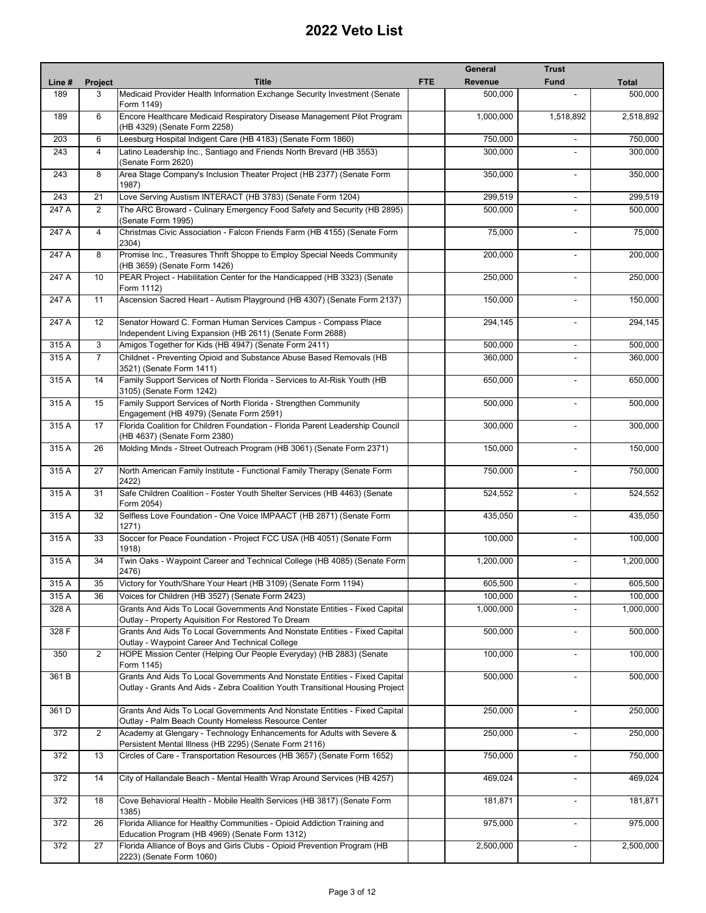# 2022 Veto List

| Line # | Project | Title | FTE | General Revenue | Trust Fund | Total |
|---|---|---|---|---|---|---|
| 189 | 3 | Medicaid Provider Health Information Exchange Security Investment (Senate Form 1149) | | 500,000 | - | 500,000 |
| 189 | 6 | Encore Healthcare Medicaid Respiratory Disease Management Pilot Program (HB 4329) (Senate Form 2258) | | 1,000,000 | 1,518,892 | 2,518,892 |
| 203 | 6 | Leesburg Hospital Indigent Care (HB 4183) (Senate Form 1860) | | 750,000 | - | 750,000 |
| 243 | 4 | Latino Leadership Inc., Santiago and Friends North Brevard (HB 3553) (Senate Form 2620) | | 300,000 | - | 300,000 |
| 243 | 8 | Area Stage Company's Inclusion Theater Project (HB 2377) (Senate Form 1987) | | 350,000 | - | 350,000 |
| 243 | 21 | Love Serving Austism INTERACT (HB 3783) (Senate Form 1204) | | 299,519 | - | 299,519 |
| 247 A | 2 | The ARC Broward - Culinary Emergency Food Safety and Security (HB 2895) (Senate Form 1995) | | 500,000 | - | 500,000 |
| 247 A | 4 | Christmas Civic Association - Falcon Friends Farm (HB 4155) (Senate Form 2304) | | 75,000 | - | 75,000 |
| 247 A | 8 | Promise Inc., Treasures Thrift Shoppe to Employ Special Needs Community (HB 3659) (Senate Form 1426) | | 200,000 | - | 200,000 |
| 247 A | 10 | PEAR Project - Habilitation Center for the Handicapped (HB 3323) (Senate Form 1112) | | 250,000 | - | 250,000 |
| 247 A | 11 | Ascension Sacred Heart - Autism Playground (HB 4307) (Senate Form 2137) | | 150,000 | - | 150,000 |
| 247 A | 12 | Senator Howard C. Forman Human Services Campus - Compass Place Independent Living Expansion (HB 2611) (Senate Form 2688) | | 294,145 | - | 294,145 |
| 315 A | 3 | Amigos Together for Kids (HB 4947) (Senate Form 2411) | | 500,000 | - | 500,000 |
| 315 A | 7 | Childnet - Preventing Opioid and Substance Abuse Based Removals (HB 3521) (Senate Form 1411) | | 360,000 | - | 360,000 |
| 315 A | 14 | Family Support Services of North Florida - Services to At-Risk Youth (HB 3105) (Senate Form 1242) | | 650,000 | - | 650,000 |
| 315 A | 15 | Family Support Services of North Florida - Strengthen Community Engagement (HB 4979) (Senate Form 2591) | | 500,000 | - | 500,000 |
| 315 A | 17 | Florida Coalition for Children Foundation - Florida Parent Leadership Council (HB 4637) (Senate Form 2380) | | 300,000 | - | 300,000 |
| 315 A | 26 | Molding Minds - Street Outreach Program (HB 3061) (Senate Form 2371) | | 150,000 | - | 150,000 |
| 315 A | 27 | North American Family Institute - Functional Family Therapy (Senate Form 2422) | | 750,000 | - | 750,000 |
| 315 A | 31 | Safe Children Coalition - Foster Youth Shelter Services (HB 4463) (Senate Form 2054) | | 524,552 | - | 524,552 |
| 315 A | 32 | Selfless Love Foundation - One Voice IMPAACT (HB 2871) (Senate Form 1271) | | 435,050 | - | 435,050 |
| 315 A | 33 | Soccer for Peace Foundation - Project FCC USA (HB 4051) (Senate Form 1918) | | 100,000 | - | 100,000 |
| 315 A | 34 | Twin Oaks - Waypoint Career and Technical College (HB 4085) (Senate Form 2476) | | 1,200,000 | - | 1,200,000 |
| 315 A | 35 | Victory for Youth/Share Your Heart (HB 3109) (Senate Form 1194) | | 605,500 | - | 605,500 |
| 315 A | 36 | Voices for Children (HB 3527) (Senate Form 2423) | | 100,000 | - | 100,000 |
| 328 A | | Grants And Aids To Local Governments And Nonstate Entities - Fixed Capital Outlay - Property Aquisition For Restored To Dream | | 1,000,000 | - | 1,000,000 |
| 328 F | | Grants And Aids To Local Governments And Nonstate Entities - Fixed Capital Outlay - Waypoint Career And Technical College | | 500,000 | - | 500,000 |
| 350 | 2 | HOPE Mission Center (Helping Our People Everyday) (HB 2883) (Senate Form 1145) | | 100,000 | - | 100,000 |
| 361 B | | Grants And Aids To Local Governments And Nonstate Entities - Fixed Capital Outlay - Grants And Aids - Zebra Coalition Youth Transitional Housing Project | | 500,000 | - | 500,000 |
| 361 D | | Grants And Aids To Local Governments And Nonstate Entities - Fixed Capital Outlay - Palm Beach County Homeless Resource Center | | 250,000 | - | 250,000 |
| 372 | 2 | Academy at Glengary - Technology Enhancements for Adults with Severe & Persistent Mental Illness (HB 2295) (Senate Form 2116) | | 250,000 | - | 250,000 |
| 372 | 13 | Circles of Care - Transportation Resources (HB 3657) (Senate Form 1652) | | 750,000 | - | 750,000 |
| 372 | 14 | City of Hallandale Beach - Mental Health Wrap Around Services (HB 4257) | | 469,024 | - | 469,024 |
| 372 | 18 | Cove Behavioral Health - Mobile Health Services (HB 3817) (Senate Form 1385) | | 181,871 | - | 181,871 |
| 372 | 26 | Florida Alliance for Healthy Communities - Opioid Addiction Training and Education Program (HB 4969) (Senate Form 1312) | | 975,000 | - | 975,000 |
| 372 | 27 | Florida Alliance of Boys and Girls Clubs - Opioid Prevention Program (HB 2223) (Senate Form 1060) | | 2,500,000 | - | 2,500,000 |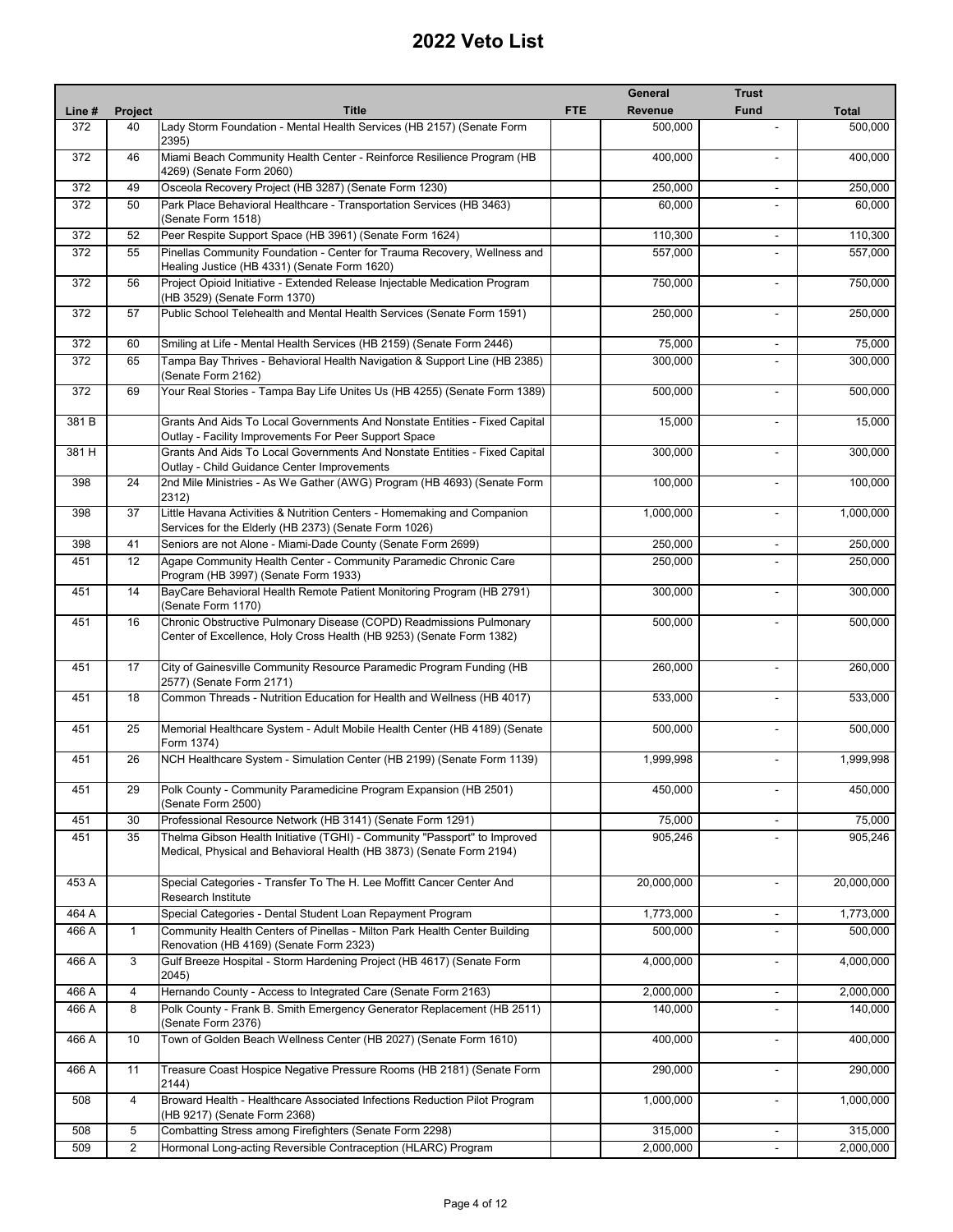# 2022 Veto List

| Line # | Project | Title | FTE | General Revenue | Trust Fund | Total |
|---|---|---|---|---|---|---|
| 372 | 40 | Lady Storm Foundation - Mental Health Services (HB 2157) (Senate Form 2395) | | 500,000 | - | 500,000 |
| 372 | 46 | Miami Beach Community Health Center - Reinforce Resilience Program (HB 4269) (Senate Form 2060) | | 400,000 | - | 400,000 |
| 372 | 49 | Osceola Recovery Project (HB 3287) (Senate Form 1230) | | 250,000 | - | 250,000 |
| 372 | 50 | Park Place Behavioral Healthcare - Transportation Services (HB 3463) (Senate Form 1518) | | 60,000 | - | 60,000 |
| 372 | 52 | Peer Respite Support Space (HB 3961) (Senate Form 1624) | | 110,300 | - | 110,300 |
| 372 | 55 | Pinellas Community Foundation - Center for Trauma Recovery, Wellness and Healing Justice (HB 4331) (Senate Form 1620) | | 557,000 | - | 557,000 |
| 372 | 56 | Project Opioid Initiative - Extended Release Injectable Medication Program (HB 3529) (Senate Form 1370) | | 750,000 | - | 750,000 |
| 372 | 57 | Public School Telehealth and Mental Health Services (Senate Form 1591) | | 250,000 | - | 250,000 |
| 372 | 60 | Smiling at Life - Mental Health Services (HB 2159) (Senate Form 2446) | | 75,000 | - | 75,000 |
| 372 | 65 | Tampa Bay Thrives - Behavioral Health Navigation & Support Line (HB 2385) (Senate Form 2162) | | 300,000 | - | 300,000 |
| 372 | 69 | Your Real Stories - Tampa Bay Life Unites Us (HB 4255) (Senate Form 1389) | | 500,000 | - | 500,000 |
| 381 B | | Grants And Aids To Local Governments And Nonstate Entities - Fixed Capital Outlay - Facility Improvements For Peer Support Space | | 15,000 | - | 15,000 |
| 381 H | | Grants And Aids To Local Governments And Nonstate Entities - Fixed Capital Outlay - Child Guidance Center Improvements | | 300,000 | - | 300,000 |
| 398 | 24 | 2nd Mile Ministries - As We Gather (AWG) Program (HB 4693) (Senate Form 2312) | | 100,000 | - | 100,000 |
| 398 | 37 | Little Havana Activities & Nutrition Centers - Homemaking and Companion Services for the Elderly (HB 2373) (Senate Form 1026) | | 1,000,000 | - | 1,000,000 |
| 398 | 41 | Seniors are not Alone - Miami-Dade County (Senate Form 2699) | | 250,000 | - | 250,000 |
| 451 | 12 | Agape Community Health Center - Community Paramedic Chronic Care Program (HB 3997) (Senate Form 1933) | | 250,000 | - | 250,000 |
| 451 | 14 | BayCare Behavioral Health Remote Patient Monitoring Program (HB 2791) (Senate Form 1170) | | 300,000 | - | 300,000 |
| 451 | 16 | Chronic Obstructive Pulmonary Disease (COPD) Readmissions Pulmonary Center of Excellence, Holy Cross Health (HB 9253) (Senate Form 1382) | | 500,000 | - | 500,000 |
| 451 | 17 | City of Gainesville Community Resource Paramedic Program Funding (HB 2577) (Senate Form 2171) | | 260,000 | - | 260,000 |
| 451 | 18 | Common Threads - Nutrition Education for Health and Wellness (HB 4017) | | 533,000 | - | 533,000 |
| 451 | 25 | Memorial Healthcare System - Adult Mobile Health Center (HB 4189) (Senate Form 1374) | | 500,000 | - | 500,000 |
| 451 | 26 | NCH Healthcare System - Simulation Center (HB 2199) (Senate Form 1139) | | 1,999,998 | - | 1,999,998 |
| 451 | 29 | Polk County - Community Paramedicine Program Expansion (HB 2501) (Senate Form 2500) | | 450,000 | - | 450,000 |
| 451 | 30 | Professional Resource Network (HB 3141) (Senate Form 1291) | | 75,000 | - | 75,000 |
| 451 | 35 | Thelma Gibson Health Initiative (TGHI) - Community "Passport" to Improved Medical, Physical and Behavioral Health (HB 3873) (Senate Form 2194) | | 905,246 | - | 905,246 |
| 453 A | | Special Categories - Transfer To The H. Lee Moffitt Cancer Center And Research Institute | | 20,000,000 | - | 20,000,000 |
| 464 A | | Special Categories - Dental Student Loan Repayment Program | | 1,773,000 | - | 1,773,000 |
| 466 A | 1 | Community Health Centers of Pinellas - Milton Park Health Center Building Renovation (HB 4169) (Senate Form 2323) | | 500,000 | - | 500,000 |
| 466 A | 3 | Gulf Breeze Hospital - Storm Hardening Project (HB 4617) (Senate Form 2045) | | 4,000,000 | - | 4,000,000 |
| 466 A | 4 | Hernando County - Access to Integrated Care (Senate Form 2163) | | 2,000,000 | - | 2,000,000 |
| 466 A | 8 | Polk County - Frank B. Smith Emergency Generator Replacement (HB 2511) (Senate Form 2376) | | 140,000 | - | 140,000 |
| 466 A | 10 | Town of Golden Beach Wellness Center (HB 2027) (Senate Form 1610) | | 400,000 | - | 400,000 |
| 466 A | 11 | Treasure Coast Hospice Negative Pressure Rooms (HB 2181) (Senate Form 2144) | | 290,000 | - | 290,000 |
| 508 | 4 | Broward Health - Healthcare Associated Infections Reduction Pilot Program (HB 9217) (Senate Form 2368) | | 1,000,000 | - | 1,000,000 |
| 508 | 5 | Combatting Stress among Firefighters (Senate Form 2298) | | 315,000 | - | 315,000 |
| 509 | 2 | Hormonal Long-acting Reversible Contraception (HLARC) Program | | 2,000,000 | - | 2,000,000 |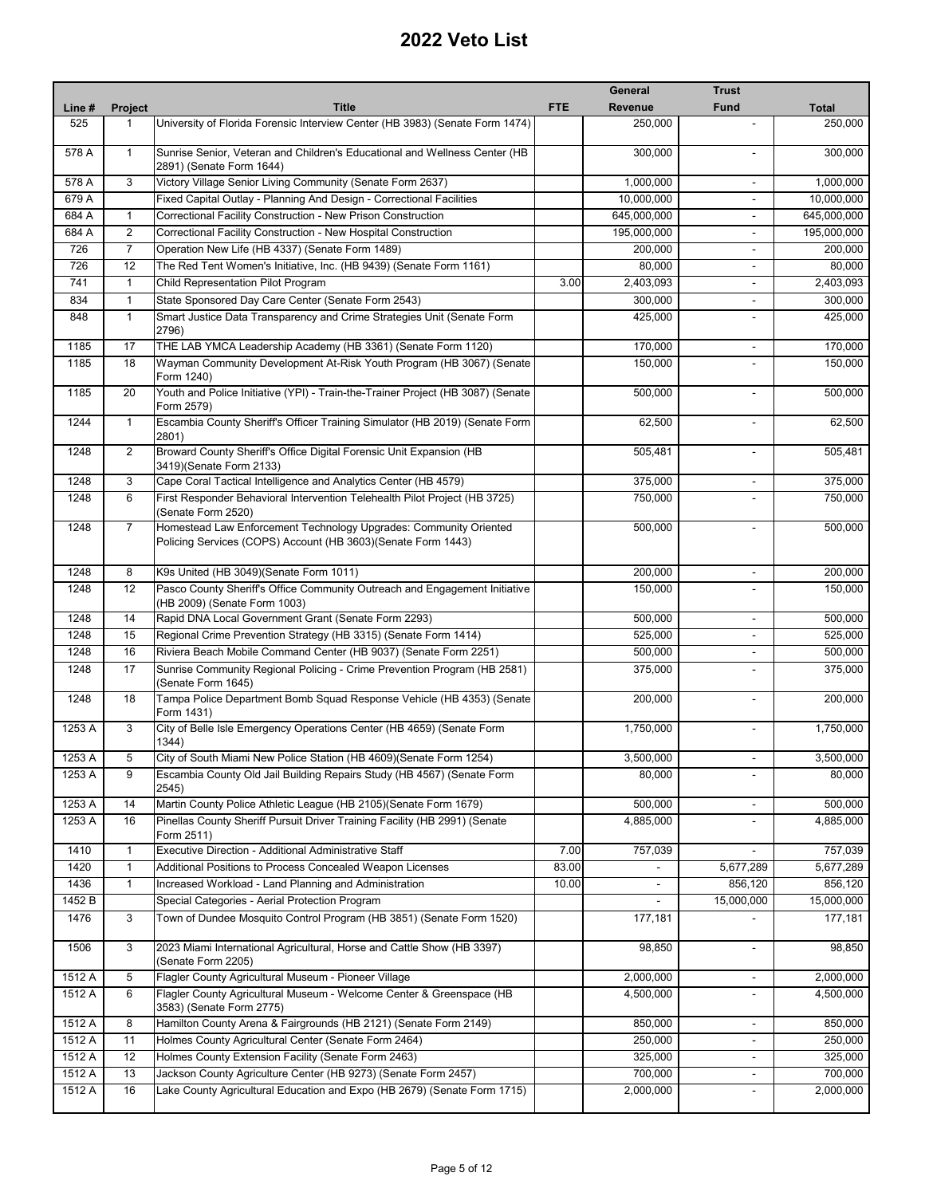# 2022 Veto List

| Line # | Project | Title | FTE | General Revenue | Trust Fund | Total |
|---|---|---|---|---|---|---|
| 525 | 1 | University of Florida Forensic Interview Center (HB 3983) (Senate Form 1474) | | 250,000 | - | 250,000 |
| 578 A | 1 | Sunrise Senior, Veteran and Children's Educational and Wellness Center (HB 2891) (Senate Form 1644) | | 300,000 | - | 300,000 |
| 578 A | 3 | Victory Village Senior Living Community (Senate Form 2637) | | 1,000,000 | - | 1,000,000 |
| 679 A | | Fixed Capital Outlay - Planning And Design - Correctional Facilities | | 10,000,000 | - | 10,000,000 |
| 684 A | 1 | Correctional Facility Construction - New Prison Construction | | 645,000,000 | - | 645,000,000 |
| 684 A | 2 | Correctional Facility Construction - New Hospital Construction | | 195,000,000 | - | 195,000,000 |
| 726 | 7 | Operation New Life (HB 4337) (Senate Form 1489) | | 200,000 | - | 200,000 |
| 726 | 12 | The Red Tent Women's Initiative, Inc. (HB 9439) (Senate Form 1161) | | 80,000 | - | 80,000 |
| 741 | 1 | Child Representation Pilot Program | 3.00 | 2,403,093 | - | 2,403,093 |
| 834 | 1 | State Sponsored Day Care Center (Senate Form 2543) | | 300,000 | - | 300,000 |
| 848 | 1 | Smart Justice Data Transparency and Crime Strategies Unit (Senate Form 2796) | | 425,000 | - | 425,000 |
| 1185 | 17 | THE LAB YMCA Leadership Academy (HB 3361) (Senate Form 1120) | | 170,000 | - | 170,000 |
| 1185 | 18 | Wayman Community Development At-Risk Youth Program (HB 3067) (Senate Form 1240) | | 150,000 | - | 150,000 |
| 1185 | 20 | Youth and Police Initiative (YPI) - Train-the-Trainer Project (HB 3087) (Senate Form 2579) | | 500,000 | - | 500,000 |
| 1244 | 1 | Escambia County Sheriff's Officer Training Simulator (HB 2019) (Senate Form 2801) | | 62,500 | - | 62,500 |
| 1248 | 2 | Broward County Sheriff's Office Digital Forensic Unit Expansion (HB 3419)(Senate Form 2133) | | 505,481 | - | 505,481 |
| 1248 | 3 | Cape Coral Tactical Intelligence and Analytics Center (HB 4579) | | 375,000 | - | 375,000 |
| 1248 | 6 | First Responder Behavioral Intervention Telehealth Pilot Project (HB 3725) (Senate Form 2520) | | 750,000 | - | 750,000 |
| 1248 | 7 | Homestead Law Enforcement Technology Upgrades: Community Oriented Policing Services (COPS) Account (HB 3603)(Senate Form 1443) | | 500,000 | - | 500,000 |
| 1248 | 8 | K9s United (HB 3049)(Senate Form 1011) | | 200,000 | - | 200,000 |
| 1248 | 12 | Pasco County Sheriff's Office Community Outreach and Engagement Initiative (HB 2009) (Senate Form 1003) | | 150,000 | - | 150,000 |
| 1248 | 14 | Rapid DNA Local Government Grant (Senate Form 2293) | | 500,000 | - | 500,000 |
| 1248 | 15 | Regional Crime Prevention Strategy (HB 3315) (Senate Form 1414) | | 525,000 | - | 525,000 |
| 1248 | 16 | Riviera Beach Mobile Command Center (HB 9037) (Senate Form 2251) | | 500,000 | - | 500,000 |
| 1248 | 17 | Sunrise Community Regional Policing - Crime Prevention Program (HB 2581) (Senate Form 1645) | | 375,000 | - | 375,000 |
| 1248 | 18 | Tampa Police Department Bomb Squad Response Vehicle (HB 4353) (Senate Form 1431) | | 200,000 | - | 200,000 |
| 1253 A | 3 | City of Belle Isle Emergency Operations Center (HB 4659) (Senate Form 1344) | | 1,750,000 | - | 1,750,000 |
| 1253 A | 5 | City of South Miami New Police Station (HB 4609)(Senate Form 1254) | | 3,500,000 | - | 3,500,000 |
| 1253 A | 9 | Escambia County Old Jail Building Repairs Study (HB 4567) (Senate Form 2545) | | 80,000 | - | 80,000 |
| 1253 A | 14 | Martin County Police Athletic League (HB 2105)(Senate Form 1679) | | 500,000 | - | 500,000 |
| 1253 A | 16 | Pinellas County Sheriff Pursuit Driver Training Facility (HB 2991) (Senate Form 2511) | | 4,885,000 | - | 4,885,000 |
| 1410 | 1 | Executive Direction - Additional Administrative Staff | 7.00 | 757,039 | - | 757,039 |
| 1420 | 1 | Additional Positions to Process Concealed Weapon Licenses | 83.00 | - | 5,677,289 | 5,677,289 |
| 1436 | 1 | Increased Workload - Land Planning and Administration | 10.00 | - | 856,120 | 856,120 |
| 1452 B | | Special Categories - Aerial Protection Program | | - | 15,000,000 | 15,000,000 |
| 1476 | 3 | Town of Dundee Mosquito Control Program (HB 3851) (Senate Form 1520) | | 177,181 | - | 177,181 |
| 1506 | 3 | 2023 Miami International Agricultural, Horse and Cattle Show (HB 3397) (Senate Form 2205) | | 98,850 | - | 98,850 |
| 1512 A | 5 | Flagler County Agricultural Museum - Pioneer Village | | 2,000,000 | - | 2,000,000 |
| 1512 A | 6 | Flagler County Agricultural Museum - Welcome Center & Greenspace (HB 3583) (Senate Form 2775) | | 4,500,000 | - | 4,500,000 |
| 1512 A | 8 | Hamilton County Arena & Fairgrounds (HB 2121) (Senate Form 2149) | | 850,000 | - | 850,000 |
| 1512 A | 11 | Holmes County Agricultural Center (Senate Form 2464) | | 250,000 | - | 250,000 |
| 1512 A | 12 | Holmes County Extension Facility (Senate Form 2463) | | 325,000 | - | 325,000 |
| 1512 A | 13 | Jackson County Agriculture Center (HB 9273) (Senate Form 2457) | | 700,000 | - | 700,000 |
| 1512 A | 16 | Lake County Agricultural Education and Expo (HB 2679) (Senate Form 1715) | | 2,000,000 | - | 2,000,000 |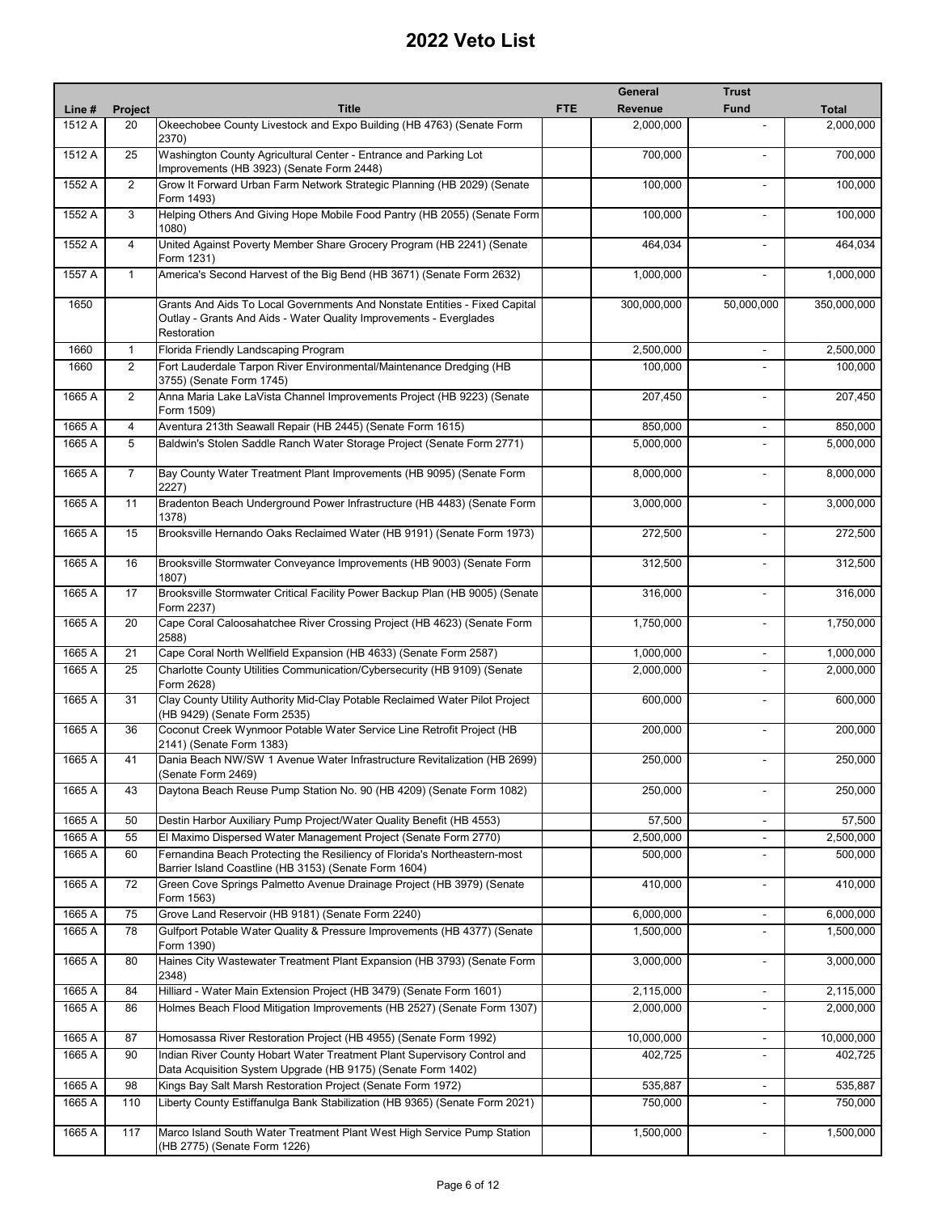# 2022 Veto List

| Line # | Project | Title | FTE | General Revenue | Trust Fund | Total |
|---|---|---|---|---|---|---|
| 1512 A | 20 | Okeechobee County Livestock and Expo Building (HB 4763) (Senate Form 2370) | | 2,000,000 | - | 2,000,000 |
| 1512 A | 25 | Washington County Agricultural Center - Entrance and Parking Lot Improvements (HB 3923) (Senate Form 2448) | | 700,000 | - | 700,000 |
| 1552 A | 2 | Grow It Forward Urban Farm Network Strategic Planning (HB 2029) (Senate Form 1493) | | 100,000 | - | 100,000 |
| 1552 A | 3 | Helping Others And Giving Hope Mobile Food Pantry (HB 2055) (Senate Form 1080) | | 100,000 | - | 100,000 |
| 1552 A | 4 | United Against Poverty Member Share Grocery Program (HB 2241) (Senate Form 1231) | | 464,034 | - | 464,034 |
| 1557 A | 1 | America's Second Harvest of the Big Bend (HB 3671) (Senate Form 2632) | | 1,000,000 | - | 1,000,000 |
| 1650 | | Grants And Aids To Local Governments And Nonstate Entities - Fixed Capital Outlay - Grants And Aids - Water Quality Improvements - Everglades Restoration | | 300,000,000 | 50,000,000 | 350,000,000 |
| 1660 | 1 | Florida Friendly Landscaping Program | | 2,500,000 | - | 2,500,000 |
| 1660 | 2 | Fort Lauderdale Tarpon River Environmental/Maintenance Dredging (HB 3755) (Senate Form 1745) | | 100,000 | - | 100,000 |
| 1665 A | 2 | Anna Maria Lake LaVista Channel Improvements Project (HB 9223) (Senate Form 1509) | | 207,450 | - | 207,450 |
| 1665 A | 4 | Aventura 213th Seawall Repair (HB 2445) (Senate Form 1615) | | 850,000 | - | 850,000 |
| 1665 A | 5 | Baldwin's Stolen Saddle Ranch Water Storage Project (Senate Form 2771) | | 5,000,000 | - | 5,000,000 |
| 1665 A | 7 | Bay County Water Treatment Plant Improvements (HB 9095) (Senate Form 2227) | | 8,000,000 | - | 8,000,000 |
| 1665 A | 11 | Bradenton Beach Underground Power Infrastructure (HB 4483) (Senate Form 1378) | | 3,000,000 | - | 3,000,000 |
| 1665 A | 15 | Brooksville Hernando Oaks Reclaimed Water (HB 9191) (Senate Form 1973) | | 272,500 | - | 272,500 |
| 1665 A | 16 | Brooksville Stormwater Conveyance Improvements (HB 9003) (Senate Form 1807) | | 312,500 | - | 312,500 |
| 1665 A | 17 | Brooksville Stormwater Critical Facility Power Backup Plan (HB 9005) (Senate Form 2237) | | 316,000 | - | 316,000 |
| 1665 A | 20 | Cape Coral Caloosahatchee River Crossing Project (HB 4623) (Senate Form 2588) | | 1,750,000 | - | 1,750,000 |
| 1665 A | 21 | Cape Coral North Wellfield Expansion (HB 4633) (Senate Form 2587) | | 1,000,000 | - | 1,000,000 |
| 1665 A | 25 | Charlotte County Utilities Communication/Cybersecurity (HB 9109) (Senate Form 2628) | | 2,000,000 | - | 2,000,000 |
| 1665 A | 31 | Clay County Utility Authority Mid-Clay Potable Reclaimed Water Pilot Project (HB 9429) (Senate Form 2535) | | 600,000 | - | 600,000 |
| 1665 A | 36 | Coconut Creek Wynmoor Potable Water Service Line Retrofit Project (HB 2141) (Senate Form 1383) | | 200,000 | - | 200,000 |
| 1665 A | 41 | Dania Beach NW/SW 1 Avenue Water Infrastructure Revitalization (HB 2699) (Senate Form 2469) | | 250,000 | - | 250,000 |
| 1665 A | 43 | Daytona Beach Reuse Pump Station No. 90 (HB 4209) (Senate Form 1082) | | 250,000 | - | 250,000 |
| 1665 A | 50 | Destin Harbor Auxiliary Pump Project/Water Quality Benefit (HB 4553) | | 57,500 | - | 57,500 |
| 1665 A | 55 | El Maximo Dispersed Water Management Project (Senate Form 2770) | | 2,500,000 | - | 2,500,000 |
| 1665 A | 60 | Fernandina Beach Protecting the Resiliency of Florida's Northeastern-most Barrier Island Coastline (HB 3153) (Senate Form 1604) | | 500,000 | - | 500,000 |
| 1665 A | 72 | Green Cove Springs Palmetto Avenue Drainage Project (HB 3979) (Senate Form 1563) | | 410,000 | - | 410,000 |
| 1665 A | 75 | Grove Land Reservoir (HB 9181) (Senate Form 2240) | | 6,000,000 | - | 6,000,000 |
| 1665 A | 78 | Gulfport Potable Water Quality & Pressure Improvements (HB 4377) (Senate Form 1390) | | 1,500,000 | - | 1,500,000 |
| 1665 A | 80 | Haines City Wastewater Treatment Plant Expansion (HB 3793) (Senate Form 2348) | | 3,000,000 | - | 3,000,000 |
| 1665 A | 84 | Hilliard - Water Main Extension Project (HB 3479) (Senate Form 1601) | | 2,115,000 | - | 2,115,000 |
| 1665 A | 86 | Holmes Beach Flood Mitigation Improvements (HB 2527) (Senate Form 1307) | | 2,000,000 | - | 2,000,000 |
| 1665 A | 87 | Homosassa River Restoration Project (HB 4955) (Senate Form 1992) | | 10,000,000 | - | 10,000,000 |
| 1665 A | 90 | Indian River County Hobart Water Treatment Plant Supervisory Control and Data Acquisition System Upgrade (HB 9175) (Senate Form 1402) | | 402,725 | - | 402,725 |
| 1665 A | 98 | Kings Bay Salt Marsh Restoration Project (Senate Form 1972) | | 535,887 | - | 535,887 |
| 1665 A | 110 | Liberty County Estiffanulga Bank Stabilization (HB 9365) (Senate Form 2021) | | 750,000 | - | 750,000 |
| 1665 A | 117 | Marco Island South Water Treatment Plant West High Service Pump Station (HB 2775) (Senate Form 1226) | | 1,500,000 | - | 1,500,000 |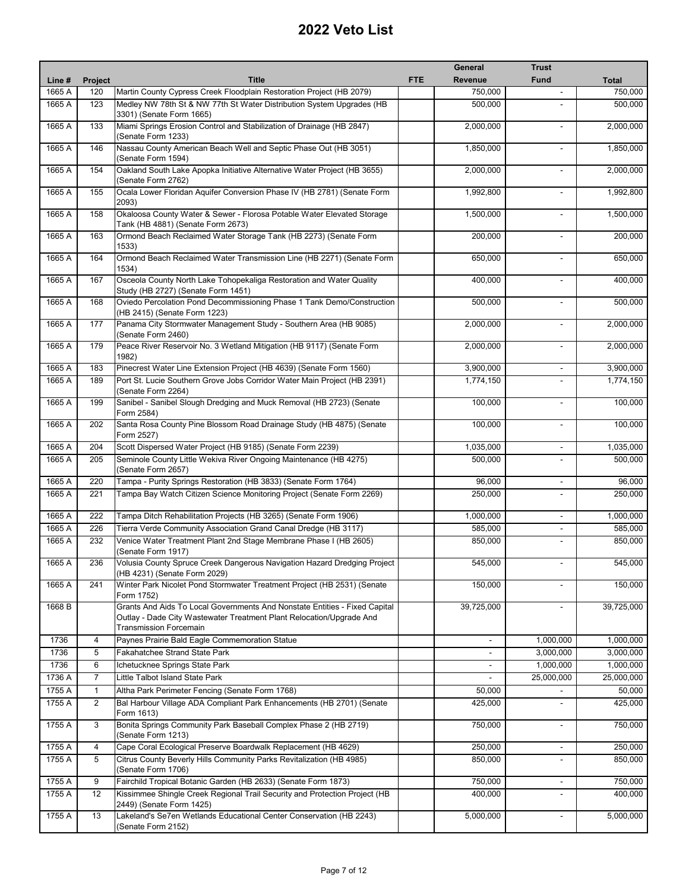# 2022 Veto List

| Line # | Project | Title | FTE | General Revenue | Trust Fund | Total |
|---|---|---|---|---|---|---|
| 1665 A | 120 | Martin County Cypress Creek Floodplain Restoration Project (HB 2079) | | 750,000 | - | 750,000 |
| 1665 A | 123 | Medley NW 78th St & NW 77th St Water Distribution System Upgrades (HB 3301) (Senate Form 1665) | | 500,000 | - | 500,000 |
| 1665 A | 133 | Miami Springs Erosion Control and Stabilization of Drainage (HB 2847) (Senate Form 1233) | | 2,000,000 | - | 2,000,000 |
| 1665 A | 146 | Nassau County American Beach Well and Septic Phase Out (HB 3051) (Senate Form 1594) | | 1,850,000 | - | 1,850,000 |
| 1665 A | 154 | Oakland South Lake Apopka Initiative Alternative Water Project (HB 3655) (Senate Form 2762) | | 2,000,000 | - | 2,000,000 |
| 1665 A | 155 | Ocala Lower Floridan Aquifer Conversion Phase IV (HB 2781) (Senate Form 2093) | | 1,992,800 | - | 1,992,800 |
| 1665 A | 158 | Okaloosa County Water & Sewer - Florosa Potable Water Elevated Storage Tank (HB 4881) (Senate Form 2673) | | 1,500,000 | - | 1,500,000 |
| 1665 A | 163 | Ormond Beach Reclaimed Water Storage Tank (HB 2273) (Senate Form 1533) | | 200,000 | - | 200,000 |
| 1665 A | 164 | Ormond Beach Reclaimed Water Transmission Line (HB 2271) (Senate Form 1534) | | 650,000 | - | 650,000 |
| 1665 A | 167 | Osceola County North Lake Tohopekaliga Restoration and Water Quality Study (HB 2727) (Senate Form 1451) | | 400,000 | - | 400,000 |
| 1665 A | 168 | Oviedo Percolation Pond Decommissioning Phase 1 Tank Demo/Construction (HB 2415) (Senate Form 1223) | | 500,000 | - | 500,000 |
| 1665 A | 177 | Panama City Stormwater Management Study - Southern Area (HB 9085) (Senate Form 2460) | | 2,000,000 | - | 2,000,000 |
| 1665 A | 179 | Peace River Reservoir No. 3 Wetland Mitigation (HB 9117) (Senate Form 1982) | | 2,000,000 | - | 2,000,000 |
| 1665 A | 183 | Pinecrest Water Line Extension Project (HB 4639) (Senate Form 1560) | | 3,900,000 | - | 3,900,000 |
| 1665 A | 189 | Port St. Lucie Southern Grove Jobs Corridor Water Main Project (HB 2391) (Senate Form 2264) | | 1,774,150 | - | 1,774,150 |
| 1665 A | 199 | Sanibel - Sanibel Slough Dredging and Muck Removal (HB 2723) (Senate Form 2584) | | 100,000 | - | 100,000 |
| 1665 A | 202 | Santa Rosa County Pine Blossom Road Drainage Study (HB 4875) (Senate Form 2527) | | 100,000 | - | 100,000 |
| 1665 A | 204 | Scott Dispersed Water Project (HB 9185) (Senate Form 2239) | | 1,035,000 | - | 1,035,000 |
| 1665 A | 205 | Seminole County Little Wekiva River Ongoing Maintenance (HB 4275) (Senate Form 2657) | | 500,000 | - | 500,000 |
| 1665 A | 220 | Tampa - Purity Springs Restoration (HB 3833) (Senate Form 1764) | | 96,000 | - | 96,000 |
| 1665 A | 221 | Tampa Bay Watch Citizen Science Monitoring Project (Senate Form 2269) | | 250,000 | - | 250,000 |
| 1665 A | 222 | Tampa Ditch Rehabilitation Projects (HB 3265) (Senate Form 1906) | | 1,000,000 | - | 1,000,000 |
| 1665 A | 226 | Tierra Verde Community Association Grand Canal Dredge (HB 3117) | | 585,000 | - | 585,000 |
| 1665 A | 232 | Venice Water Treatment Plant 2nd Stage Membrane Phase I (HB 2605) (Senate Form 1917) | | 850,000 | - | 850,000 |
| 1665 A | 236 | Volusia County Spruce Creek Dangerous Navigation Hazard Dredging Project (HB 4231) (Senate Form 2029) | | 545,000 | - | 545,000 |
| 1665 A | 241 | Winter Park Nicolet Pond Stormwater Treatment Project (HB 2531) (Senate Form 1752) | | 150,000 | - | 150,000 |
| 1668 B | | Grants And Aids To Local Governments And Nonstate Entities - Fixed Capital Outlay - Dade City Wastewater Treatment Plant Relocation/Upgrade And Transmission Forcemain | | 39,725,000 | - | 39,725,000 |
| 1736 | 4 | Paynes Prairie Bald Eagle Commemoration Statue | | - | 1,000,000 | 1,000,000 |
| 1736 | 5 | Fakahatchee Strand State Park | | - | 3,000,000 | 3,000,000 |
| 1736 | 6 | Ichetucknee Springs State Park | | - | 1,000,000 | 1,000,000 |
| 1736 A | 7 | Little Talbot Island State Park | | - | 25,000,000 | 25,000,000 |
| 1755 A | 1 | Altha Park Perimeter Fencing (Senate Form 1768) | | 50,000 | - | 50,000 |
| 1755 A | 2 | Bal Harbour Village ADA Compliant Park Enhancements (HB 2701) (Senate Form 1613) | | 425,000 | - | 425,000 |
| 1755 A | 3 | Bonita Springs Community Park Baseball Complex Phase 2 (HB 2719) (Senate Form 1213) | | 750,000 | - | 750,000 |
| 1755 A | 4 | Cape Coral Ecological Preserve Boardwalk Replacement (HB 4629) | | 250,000 | - | 250,000 |
| 1755 A | 5 | Citrus County Beverly Hills Community Parks Revitalization (HB 4985) (Senate Form 1706) | | 850,000 | - | 850,000 |
| 1755 A | 9 | Fairchild Tropical Botanic Garden (HB 2633) (Senate Form 1873) | | 750,000 | - | 750,000 |
| 1755 A | 12 | Kissimmee Shingle Creek Regional Trail Security and Protection Project (HB 2449) (Senate Form 1425) | | 400,000 | - | 400,000 |
| 1755 A | 13 | Lakeland's Se7en Wetlands Educational Center Conservation (HB 2243) (Senate Form 2152) | | 5,000,000 | - | 5,000,000 |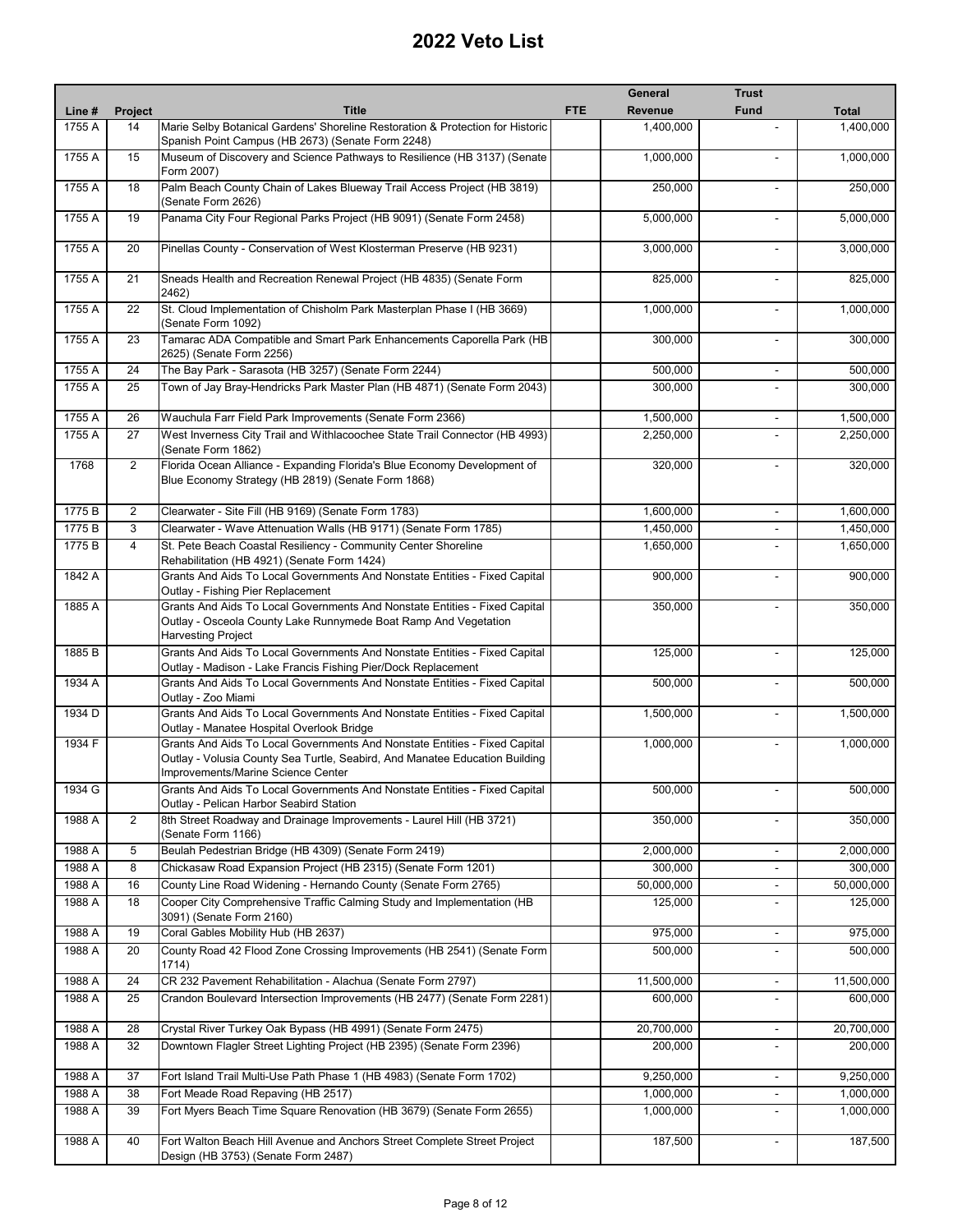# 2022 Veto List

| Line # | Project | Title | FTE | General Revenue | Trust Fund | Total |
|---|---|---|---|---|---|---|
| 1755 A | 14 | Marie Selby Botanical Gardens' Shoreline Restoration & Protection for Historic Spanish Point Campus (HB 2673) (Senate Form 2248) | | 1,400,000 | - | 1,400,000 |
| 1755 A | 15 | Museum of Discovery and Science Pathways to Resilience (HB 3137) (Senate Form 2007) | | 1,000,000 | - | 1,000,000 |
| 1755 A | 18 | Palm Beach County Chain of Lakes Blueway Trail Access Project (HB 3819) (Senate Form 2626) | | 250,000 | - | 250,000 |
| 1755 A | 19 | Panama City Four Regional Parks Project (HB 9091) (Senate Form 2458) | | 5,000,000 | - | 5,000,000 |
| 1755 A | 20 | Pinellas County - Conservation of West Klosterman Preserve (HB 9231) | | 3,000,000 | - | 3,000,000 |
| 1755 A | 21 | Sneads Health and Recreation Renewal Project (HB 4835) (Senate Form 2462) | | 825,000 | - | 825,000 |
| 1755 A | 22 | St. Cloud Implementation of Chisholm Park Masterplan Phase I (HB 3669) (Senate Form 1092) | | 1,000,000 | - | 1,000,000 |
| 1755 A | 23 | Tamarac ADA Compatible and Smart Park Enhancements Caporella Park (HB 2625) (Senate Form 2256) | | 300,000 | - | 300,000 |
| 1755 A | 24 | The Bay Park - Sarasota (HB 3257) (Senate Form 2244) | | 500,000 | - | 500,000 |
| 1755 A | 25 | Town of Jay Bray-Hendricks Park Master Plan (HB 4871) (Senate Form 2043) | | 300,000 | - | 300,000 |
| 1755 A | 26 | Wauchula Farr Field Park Improvements (Senate Form 2366) | | 1,500,000 | - | 1,500,000 |
| 1755 A | 27 | West Inverness City Trail and Withlacoochee State Trail Connector (HB 4993) (Senate Form 1862) | | 2,250,000 | - | 2,250,000 |
| 1768 | 2 | Florida Ocean Alliance - Expanding Florida's Blue Economy Development of Blue Economy Strategy (HB 2819) (Senate Form 1868) | | 320,000 | - | 320,000 |
| 1775 B | 2 | Clearwater - Site Fill (HB 9169) (Senate Form 1783) | | 1,600,000 | - | 1,600,000 |
| 1775 B | 3 | Clearwater - Wave Attenuation Walls (HB 9171) (Senate Form 1785) | | 1,450,000 | - | 1,450,000 |
| 1775 B | 4 | St. Pete Beach Coastal Resiliency - Community Center Shoreline Rehabilitation (HB 4921) (Senate Form 1424) | | 1,650,000 | - | 1,650,000 |
| 1842 A | | Grants And Aids To Local Governments And Nonstate Entities - Fixed Capital Outlay - Fishing Pier Replacement | | 900,000 | - | 900,000 |
| 1885 A | | Grants And Aids To Local Governments And Nonstate Entities - Fixed Capital Outlay - Osceola County Lake Runnymede Boat Ramp And Vegetation Harvesting Project | | 350,000 | - | 350,000 |
| 1885 B | | Grants And Aids To Local Governments And Nonstate Entities - Fixed Capital Outlay - Madison - Lake Francis Fishing Pier/Dock Replacement | | 125,000 | - | 125,000 |
| 1934 A | | Grants And Aids To Local Governments And Nonstate Entities - Fixed Capital Outlay - Zoo Miami | | 500,000 | - | 500,000 |
| 1934 D | | Grants And Aids To Local Governments And Nonstate Entities - Fixed Capital Outlay - Manatee Hospital Overlook Bridge | | 1,500,000 | - | 1,500,000 |
| 1934 F | | Grants And Aids To Local Governments And Nonstate Entities - Fixed Capital Outlay - Volusia County Sea Turtle, Seabird, And Manatee Education Building Improvements/Marine Science Center | | 1,000,000 | - | 1,000,000 |
| 1934 G | | Grants And Aids To Local Governments And Nonstate Entities - Fixed Capital Outlay - Pelican Harbor Seabird Station | | 500,000 | - | 500,000 |
| 1988 A | 2 | 8th Street Roadway and Drainage Improvements - Laurel Hill (HB 3721) (Senate Form 1166) | | 350,000 | - | 350,000 |
| 1988 A | 5 | Beulah Pedestrian Bridge (HB 4309) (Senate Form 2419) | | 2,000,000 | - | 2,000,000 |
| 1988 A | 8 | Chickasaw Road Expansion Project (HB 2315) (Senate Form 1201) | | 300,000 | - | 300,000 |
| 1988 A | 16 | County Line Road Widening - Hernando County (Senate Form 2765) | | 50,000,000 | - | 50,000,000 |
| 1988 A | 18 | Cooper City Comprehensive Traffic Calming Study and Implementation (HB 3091) (Senate Form 2160) | | 125,000 | - | 125,000 |
| 1988 A | 19 | Coral Gables Mobility Hub (HB 2637) | | 975,000 | - | 975,000 |
| 1988 A | 20 | County Road 42 Flood Zone Crossing Improvements (HB 2541) (Senate Form 1714) | | 500,000 | - | 500,000 |
| 1988 A | 24 | CR 232 Pavement Rehabilitation - Alachua (Senate Form 2797) | | 11,500,000 | - | 11,500,000 |
| 1988 A | 25 | Crandon Boulevard Intersection Improvements (HB 2477) (Senate Form 2281) | | 600,000 | - | 600,000 |
| 1988 A | 28 | Crystal River Turkey Oak Bypass (HB 4991) (Senate Form 2475) | | 20,700,000 | - | 20,700,000 |
| 1988 A | 32 | Downtown Flagler Street Lighting Project (HB 2395) (Senate Form 2396) | | 200,000 | - | 200,000 |
| 1988 A | 37 | Fort Island Trail Multi-Use Path Phase 1 (HB 4983) (Senate Form 1702) | | 9,250,000 | - | 9,250,000 |
| 1988 A | 38 | Fort Meade Road Repaving (HB 2517) | | 1,000,000 | - | 1,000,000 |
| 1988 A | 39 | Fort Myers Beach Time Square Renovation (HB 3679) (Senate Form 2655) | | 1,000,000 | - | 1,000,000 |
| 1988 A | 40 | Fort Walton Beach Hill Avenue and Anchors Street Complete Street Project Design (HB 3753) (Senate Form 2487) | | 187,500 | - | 187,500 |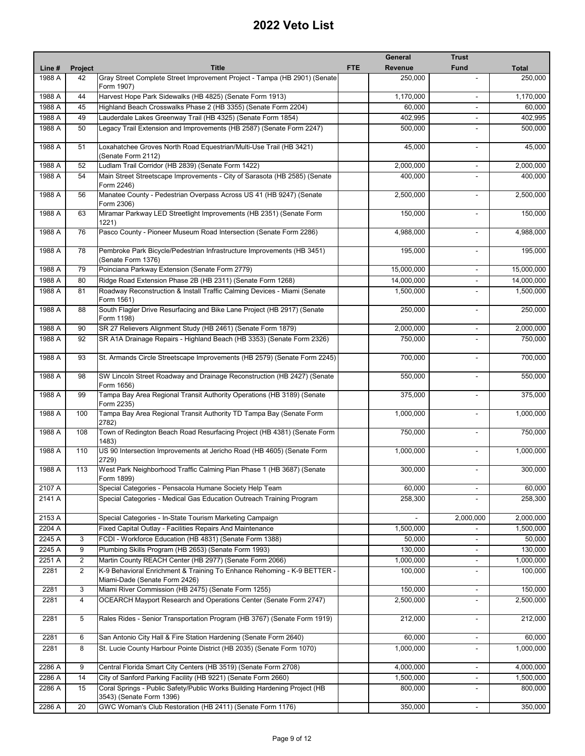# 2022 Veto List

| Line # | Project | Title | FTE | General Revenue | Trust Fund | Total |
|---|---|---|---|---|---|---|
| 1988 A | 42 | Gray Street Complete Street Improvement Project - Tampa (HB 2901) (Senate Form 1907) | | 250,000 | - | 250,000 |
| 1988 A | 44 | Harvest Hope Park Sidewalks (HB 4825) (Senate Form 1913) | | 1,170,000 | - | 1,170,000 |
| 1988 A | 45 | Highland Beach Crosswalks Phase 2 (HB 3355) (Senate Form 2204) | | 60,000 | - | 60,000 |
| 1988 A | 49 | Lauderdale Lakes Greenway Trail (HB 4325) (Senate Form 1854) | | 402,995 | - | 402,995 |
| 1988 A | 50 | Legacy Trail Extension and Improvements (HB 2587) (Senate Form 2247) | | 500,000 | - | 500,000 |
| 1988 A | 51 | Loxahatchee Groves North Road Equestrian/Multi-Use Trail (HB 3421) (Senate Form 2112) | | 45,000 | - | 45,000 |
| 1988 A | 52 | Ludlam Trail Corridor (HB 2839) (Senate Form 1422) | | 2,000,000 | - | 2,000,000 |
| 1988 A | 54 | Main Street Streetscape Improvements - City of Sarasota (HB 2585) (Senate Form 2246) | | 400,000 | - | 400,000 |
| 1988 A | 56 | Manatee County - Pedestrian Overpass Across US 41 (HB 9247) (Senate Form 2306) | | 2,500,000 | - | 2,500,000 |
| 1988 A | 63 | Miramar Parkway LED Streetlight Improvements (HB 2351) (Senate Form 1221) | | 150,000 | - | 150,000 |
| 1988 A | 76 | Pasco County - Pioneer Museum Road Intersection (Senate Form 2286) | | 4,988,000 | - | 4,988,000 |
| 1988 A | 78 | Pembroke Park Bicycle/Pedestrian Infrastructure Improvements (HB 3451) (Senate Form 1376) | | 195,000 | - | 195,000 |
| 1988 A | 79 | Poinciana Parkway Extension (Senate Form 2779) | | 15,000,000 | - | 15,000,000 |
| 1988 A | 80 | Ridge Road Extension Phase 2B (HB 2311) (Senate Form 1268) | | 14,000,000 | - | 14,000,000 |
| 1988 A | 81 | Roadway Reconstruction & Install Traffic Calming Devices - Miami (Senate Form 1561) | | 1,500,000 | - | 1,500,000 |
| 1988 A | 88 | South Flagler Drive Resurfacing and Bike Lane Project (HB 2917) (Senate Form 1198) | | 250,000 | - | 250,000 |
| 1988 A | 90 | SR 27 Relievers Alignment Study (HB 2461) (Senate Form 1879) | | 2,000,000 | - | 2,000,000 |
| 1988 A | 92 | SR A1A Drainage Repairs - Highland Beach (HB 3353) (Senate Form 2326) | | 750,000 | - | 750,000 |
| 1988 A | 93 | St. Armands Circle Streetscape Improvements (HB 2579) (Senate Form 2245) | | 700,000 | - | 700,000 |
| 1988 A | 98 | SW Lincoln Street Roadway and Drainage Reconstruction (HB 2427) (Senate Form 1656) | | 550,000 | - | 550,000 |
| 1988 A | 99 | Tampa Bay Area Regional Transit Authority Operations (HB 3189) (Senate Form 2235) | | 375,000 | - | 375,000 |
| 1988 A | 100 | Tampa Bay Area Regional Transit Authority TD Tampa Bay (Senate Form 2782) | | 1,000,000 | - | 1,000,000 |
| 1988 A | 108 | Town of Redington Beach Road Resurfacing Project (HB 4381) (Senate Form 1483) | | 750,000 | - | 750,000 |
| 1988 A | 110 | US 90 Intersection Improvements at Jericho Road (HB 4605) (Senate Form 2729) | | 1,000,000 | - | 1,000,000 |
| 1988 A | 113 | West Park Neighborhood Traffic Calming Plan Phase 1 (HB 3687) (Senate Form 1899) | | 300,000 | - | 300,000 |
| 2107 A | | Special Categories - Pensacola Humane Society Help Team | | 60,000 | - | 60,000 |
| 2141 A | | Special Categories - Medical Gas Education Outreach Training Program | | 258,300 | - | 258,300 |
| 2153 A | | Special Categories - In-State Tourism Marketing Campaign | | - | 2,000,000 | 2,000,000 |
| 2204 A | | Fixed Capital Outlay - Facilities Repairs And Maintenance | | 1,500,000 | - | 1,500,000 |
| 2245 A | 3 | FCDI - Workforce Education (HB 4831) (Senate Form 1388) | | 50,000 | - | 50,000 |
| 2245 A | 9 | Plumbing Skills Program (HB 2653) (Senate Form 1993) | | 130,000 | - | 130,000 |
| 2251 A | 2 | Martin County REACH Center (HB 2977) (Senate Form 2066) | | 1,000,000 | - | 1,000,000 |
| 2281 | 2 | K-9 Behavioral Enrichment & Training To Enhance Rehoming - K-9 BETTER - Miami-Dade (Senate Form 2426) | | 100,000 | - | 100,000 |
| 2281 | 3 | Miami River Commission (HB 2475) (Senate Form 1255) | | 150,000 | - | 150,000 |
| 2281 | 4 | OCEARCH Mayport Research and Operations Center (Senate Form 2747) | | 2,500,000 | - | 2,500,000 |
| 2281 | 5 | Rales Rides - Senior Transportation Program (HB 3767) (Senate Form 1919) | | 212,000 | - | 212,000 |
| 2281 | 6 | San Antonio City Hall & Fire Station Hardening (Senate Form 2640) | | 60,000 | - | 60,000 |
| 2281 | 8 | St. Lucie County Harbour Pointe District (HB 2035) (Senate Form 1070) | | 1,000,000 | - | 1,000,000 |
| 2286 A | 9 | Central Florida Smart City Centers (HB 3519) (Senate Form 2708) | | 4,000,000 | - | 4,000,000 |
| 2286 A | 14 | City of Sanford Parking Facility (HB 9221) (Senate Form 2660) | | 1,500,000 | - | 1,500,000 |
| 2286 A | 15 | Coral Springs - Public Safety/Public Works Building Hardening Project (HB 3543) (Senate Form 1396) | | 800,000 | - | 800,000 |
| 2286 A | 20 | GWC Woman's Club Restoration (HB 2411) (Senate Form 1176) | | 350,000 | - | 350,000 |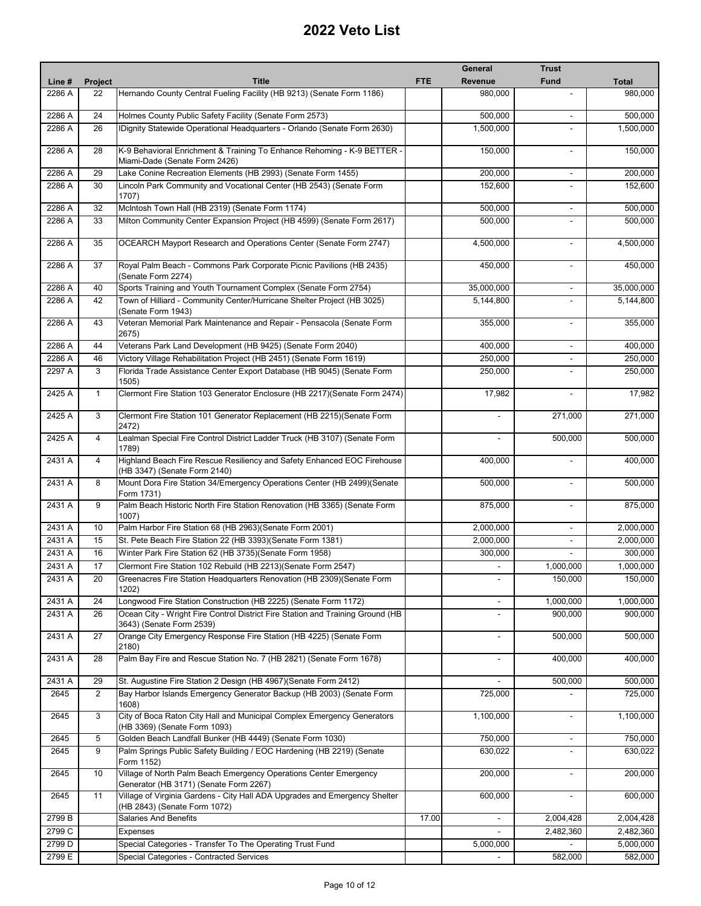# 2022 Veto List

| Line # | Project | Title | FTE | General Revenue | Trust Fund | Total |
|---|---|---|---|---|---|---|
| 2286 A | 22 | Hernando County Central Fueling Facility (HB 9213) (Senate Form 1186) | | 980,000 | - | 980,000 |
| 2286 A | 24 | Holmes County Public Safety Facility (Senate Form 2573) | | 500,000 | - | 500,000 |
| 2286 A | 26 | IDignity Statewide Operational Headquarters - Orlando (Senate Form 2630) | | 1,500,000 | - | 1,500,000 |
| 2286 A | 28 | K-9 Behavioral Enrichment & Training To Enhance Rehoming - K-9 BETTER - Miami-Dade (Senate Form 2426) | | 150,000 | - | 150,000 |
| 2286 A | 29 | Lake Conine Recreation Elements (HB 2993) (Senate Form 1455) | | 200,000 | - | 200,000 |
| 2286 A | 30 | Lincoln Park Community and Vocational Center (HB 2543) (Senate Form 1707) | | 152,600 | - | 152,600 |
| 2286 A | 32 | McIntosh Town Hall (HB 2319) (Senate Form 1174) | | 500,000 | - | 500,000 |
| 2286 A | 33 | Milton Community Center Expansion Project (HB 4599) (Senate Form 2617) | | 500,000 | - | 500,000 |
| 2286 A | 35 | OCEARCH Mayport Research and Operations Center (Senate Form 2747) | | 4,500,000 | - | 4,500,000 |
| 2286 A | 37 | Royal Palm Beach - Commons Park Corporate Picnic Pavilions (HB 2435) (Senate Form 2274) | | 450,000 | - | 450,000 |
| 2286 A | 40 | Sports Training and Youth Tournament Complex (Senate Form 2754) | | 35,000,000 | - | 35,000,000 |
| 2286 A | 42 | Town of Hilliard - Community Center/Hurricane Shelter Project (HB 3025) (Senate Form 1943) | | 5,144,800 | - | 5,144,800 |
| 2286 A | 43 | Veteran Memorial Park Maintenance and Repair - Pensacola (Senate Form 2675) | | 355,000 | - | 355,000 |
| 2286 A | 44 | Veterans Park Land Development (HB 9425) (Senate Form 2040) | | 400,000 | - | 400,000 |
| 2286 A | 46 | Victory Village Rehabilitation Project (HB 2451) (Senate Form 1619) | | 250,000 | - | 250,000 |
| 2297 A | 3 | Florida Trade Assistance Center Export Database (HB 9045) (Senate Form 1505) | | 250,000 | - | 250,000 |
| 2425 A | 1 | Clermont Fire Station 103 Generator Enclosure (HB 2217)(Senate Form 2474) | | 17,982 | - | 17,982 |
| 2425 A | 3 | Clermont Fire Station 101 Generator Replacement (HB 2215)(Senate Form 2472) | | - | 271,000 | 271,000 |
| 2425 A | 4 | Lealman Special Fire Control District Ladder Truck (HB 3107) (Senate Form 1789) | | - | 500,000 | 500,000 |
| 2431 A | 4 | Highland Beach Fire Rescue Resiliency and Safety Enhanced EOC Firehouse (HB 3347) (Senate Form 2140) | | 400,000 | - | 400,000 |
| 2431 A | 8 | Mount Dora Fire Station 34/Emergency Operations Center (HB 2499)(Senate Form 1731) | | 500,000 | - | 500,000 |
| 2431 A | 9 | Palm Beach Historic North Fire Station Renovation (HB 3365) (Senate Form 1007) | | 875,000 | - | 875,000 |
| 2431 A | 10 | Palm Harbor Fire Station 68 (HB 2963)(Senate Form 2001) | | 2,000,000 | - | 2,000,000 |
| 2431 A | 15 | St. Pete Beach Fire Station 22 (HB 3393)(Senate Form 1381) | | 2,000,000 | - | 2,000,000 |
| 2431 A | 16 | Winter Park Fire Station 62 (HB 3735)(Senate Form 1958) | | 300,000 | - | 300,000 |
| 2431 A | 17 | Clermont Fire Station 102 Rebuild (HB 2213)(Senate Form 2547) | | - | 1,000,000 | 1,000,000 |
| 2431 A | 20 | Greenacres Fire Station Headquarters Renovation (HB 2309)(Senate Form 1202) | | - | 150,000 | 150,000 |
| 2431 A | 24 | Longwood Fire Station Construction (HB 2225) (Senate Form 1172) | | - | 1,000,000 | 1,000,000 |
| 2431 A | 26 | Ocean City - Wright Fire Control District Fire Station and Training Ground (HB 3643) (Senate Form 2539) | | - | 900,000 | 900,000 |
| 2431 A | 27 | Orange City Emergency Response Fire Station (HB 4225) (Senate Form 2180) | | - | 500,000 | 500,000 |
| 2431 A | 28 | Palm Bay Fire and Rescue Station No. 7 (HB 2821) (Senate Form 1678) | | - | 400,000 | 400,000 |
| 2431 A | 29 | St. Augustine Fire Station 2 Design (HB 4967)(Senate Form 2412) | | - | 500,000 | 500,000 |
| 2645 | 2 | Bay Harbor Islands Emergency Generator Backup (HB 2003) (Senate Form 1608) | | 725,000 | - | 725,000 |
| 2645 | 3 | City of Boca Raton City Hall and Municipal Complex Emergency Generators (HB 3369) (Senate Form 1093) | | 1,100,000 | - | 1,100,000 |
| 2645 | 5 | Golden Beach Landfall Bunker (HB 4449) (Senate Form 1030) | | 750,000 | - | 750,000 |
| 2645 | 9 | Palm Springs Public Safety Building / EOC Hardening (HB 2219) (Senate Form 1152) | | 630,022 | - | 630,022 |
| 2645 | 10 | Village of North Palm Beach Emergency Operations Center Emergency Generator (HB 3171) (Senate Form 2267) | | 200,000 | - | 200,000 |
| 2645 | 11 | Village of Virginia Gardens - City Hall ADA Upgrades and Emergency Shelter (HB 2843) (Senate Form 1072) | | 600,000 | - | 600,000 |
| 2799 B | | Salaries And Benefits | 17.00 | - | 2,004,428 | 2,004,428 |
| 2799 C | | Expenses | | - | 2,482,360 | 2,482,360 |
| 2799 D | | Special Categories - Transfer To The Operating Trust Fund | | 5,000,000 | - | 5,000,000 |
| 2799 E | | Special Categories - Contracted Services | | - | 582,000 | 582,000 |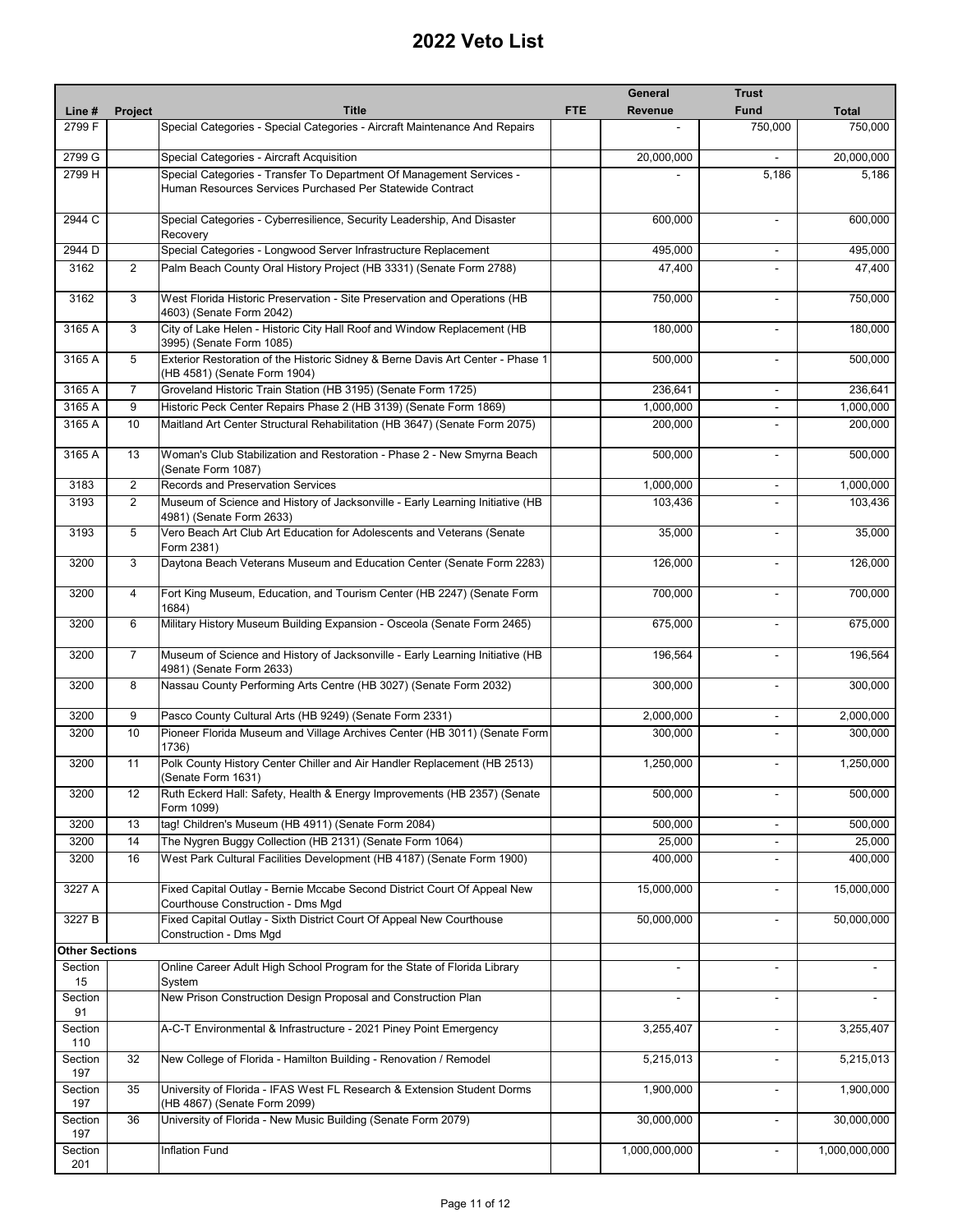# 2022 Veto List

| Line # | Project | Title | FTE | General Revenue | Trust Fund | Total |
|---|---|---|---|---|---|---|
| 2799 F | | Special Categories - Special Categories - Aircraft Maintenance And Repairs | | - | 750,000 | 750,000 |
| 2799 G | | Special Categories - Aircraft Acquisition | | 20,000,000 | - | 20,000,000 |
| 2799 H | | Special Categories - Transfer To Department Of Management Services - Human Resources Services Purchased Per Statewide Contract | | - | 5,186 | 5,186 |
| 2944 C | | Special Categories - Cyberresilience, Security Leadership, And Disaster Recovery | | 600,000 | - | 600,000 |
| 2944 D | | Special Categories - Longwood Server Infrastructure Replacement | | 495,000 | - | 495,000 |
| 3162 | 2 | Palm Beach County Oral History Project (HB 3331) (Senate Form 2788) | | 47,400 | - | 47,400 |
| 3162 | 3 | West Florida Historic Preservation - Site Preservation and Operations (HB 4603) (Senate Form 2042) | | 750,000 | - | 750,000 |
| 3165 A | 3 | City of Lake Helen - Historic City Hall Roof and Window Replacement (HB 3995) (Senate Form 1085) | | 180,000 | - | 180,000 |
| 3165 A | 5 | Exterior Restoration of the Historic Sidney & Berne Davis Art Center - Phase 1 (HB 4581) (Senate Form 1904) | | 500,000 | - | 500,000 |
| 3165 A | 7 | Groveland Historic Train Station (HB 3195) (Senate Form 1725) | | 236,641 | - | 236,641 |
| 3165 A | 9 | Historic Peck Center Repairs Phase 2 (HB 3139) (Senate Form 1869) | | 1,000,000 | - | 1,000,000 |
| 3165 A | 10 | Maitland Art Center Structural Rehabilitation (HB 3647) (Senate Form 2075) | | 200,000 | - | 200,000 |
| 3165 A | 13 | Woman's Club Stabilization and Restoration - Phase 2 - New Smyrna Beach (Senate Form 1087) | | 500,000 | - | 500,000 |
| 3183 | 2 | Records and Preservation Services | | 1,000,000 | - | 1,000,000 |
| 3193 | 2 | Museum of Science and History of Jacksonville - Early Learning Initiative (HB 4981) (Senate Form 2633) | | 103,436 | - | 103,436 |
| 3193 | 5 | Vero Beach Art Club Art Education for Adolescents and Veterans (Senate Form 2381) | | 35,000 | - | 35,000 |
| 3200 | 3 | Daytona Beach Veterans Museum and Education Center (Senate Form 2283) | | 126,000 | - | 126,000 |
| 3200 | 4 | Fort King Museum, Education, and Tourism Center (HB 2247) (Senate Form 1684) | | 700,000 | - | 700,000 |
| 3200 | 6 | Military History Museum Building Expansion - Osceola (Senate Form 2465) | | 675,000 | - | 675,000 |
| 3200 | 7 | Museum of Science and History of Jacksonville - Early Learning Initiative (HB 4981) (Senate Form 2633) | | 196,564 | - | 196,564 |
| 3200 | 8 | Nassau County Performing Arts Centre (HB 3027) (Senate Form 2032) | | 300,000 | - | 300,000 |
| 3200 | 9 | Pasco County Cultural Arts (HB 9249) (Senate Form 2331) | | 2,000,000 | - | 2,000,000 |
| 3200 | 10 | Pioneer Florida Museum and Village Archives Center (HB 3011) (Senate Form 1736) | | 300,000 | - | 300,000 |
| 3200 | 11 | Polk County History Center Chiller and Air Handler Replacement (HB 2513) (Senate Form 1631) | | 1,250,000 | - | 1,250,000 |
| 3200 | 12 | Ruth Eckerd Hall: Safety, Health & Energy Improvements (HB 2357) (Senate Form 1099) | | 500,000 | - | 500,000 |
| 3200 | 13 | tag! Children's Museum (HB 4911) (Senate Form 2084) | | 500,000 | - | 500,000 |
| 3200 | 14 | The Nygren Buggy Collection (HB 2131) (Senate Form 1064) | | 25,000 | - | 25,000 |
| 3200 | 16 | West Park Cultural Facilities Development (HB 4187) (Senate Form 1900) | | 400,000 | - | 400,000 |
| 3227 A | | Fixed Capital Outlay - Bernie Mccabe Second District Court Of Appeal New Courthouse Construction - Dms Mgd | | 15,000,000 | - | 15,000,000 |
| 3227 B | | Fixed Capital Outlay - Sixth District Court Of Appeal New Courthouse Construction - Dms Mgd | | 50,000,000 | - | 50,000,000 |
| **Other Sections** | | | | | | |
| Section 15 | | Online Career Adult High School Program for the State of Florida Library System | | - | - | - |
| Section 91 | | New Prison Construction Design Proposal and Construction Plan | | - | - | - |
| Section 110 | | A-C-T Environmental & Infrastructure - 2021 Piney Point Emergency | | 3,255,407 | - | 3,255,407 |
| Section 197 | 32 | New College of Florida - Hamilton Building - Renovation / Remodel | | 5,215,013 | - | 5,215,013 |
| Section 197 | 35 | University of Florida - IFAS West FL Research & Extension Student Dorms (HB 4867) (Senate Form 2099) | | 1,900,000 | - | 1,900,000 |
| Section 197 | 36 | University of Florida - New Music Building (Senate Form 2079) | | 30,000,000 | - | 30,000,000 |
| Section 201 | | Inflation Fund | | 1,000,000,000 | - | 1,000,000,000 |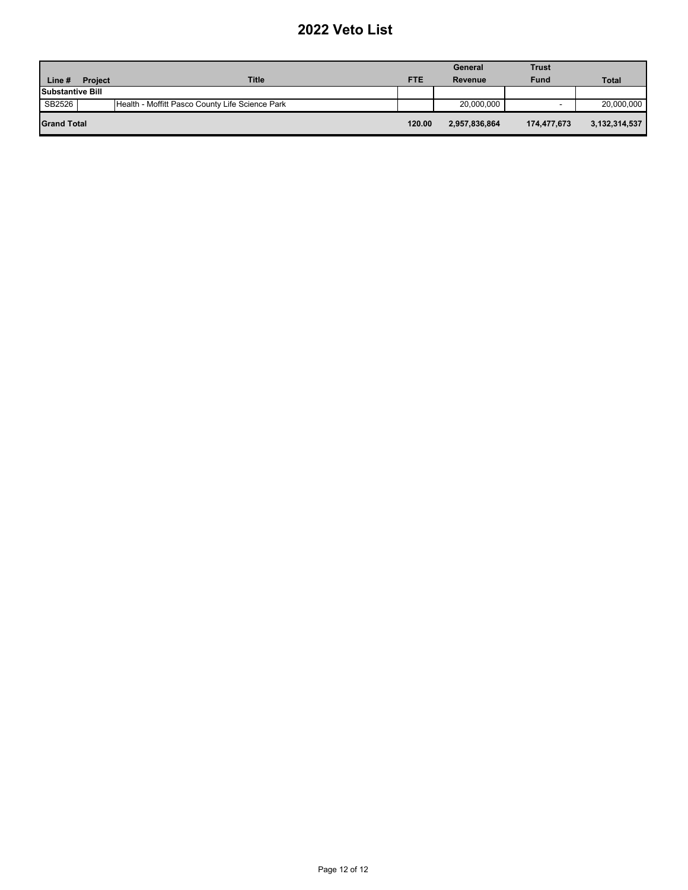# 2022 Veto List

| Line # | Project | Title | FTE | General Revenue | Trust Fund | Total |
|---|---|---|---|---|---|---|
| **Substantive Bill** | | | | | | |
| SB2526 | | Health - Moffitt Pasco County Life Science Park | | 20,000,000 | - | 20,000,000 |
| **Grand Total** | | | **120.00** | **2,957,836,864** | **174,477,673** | **3,132,314,537** |